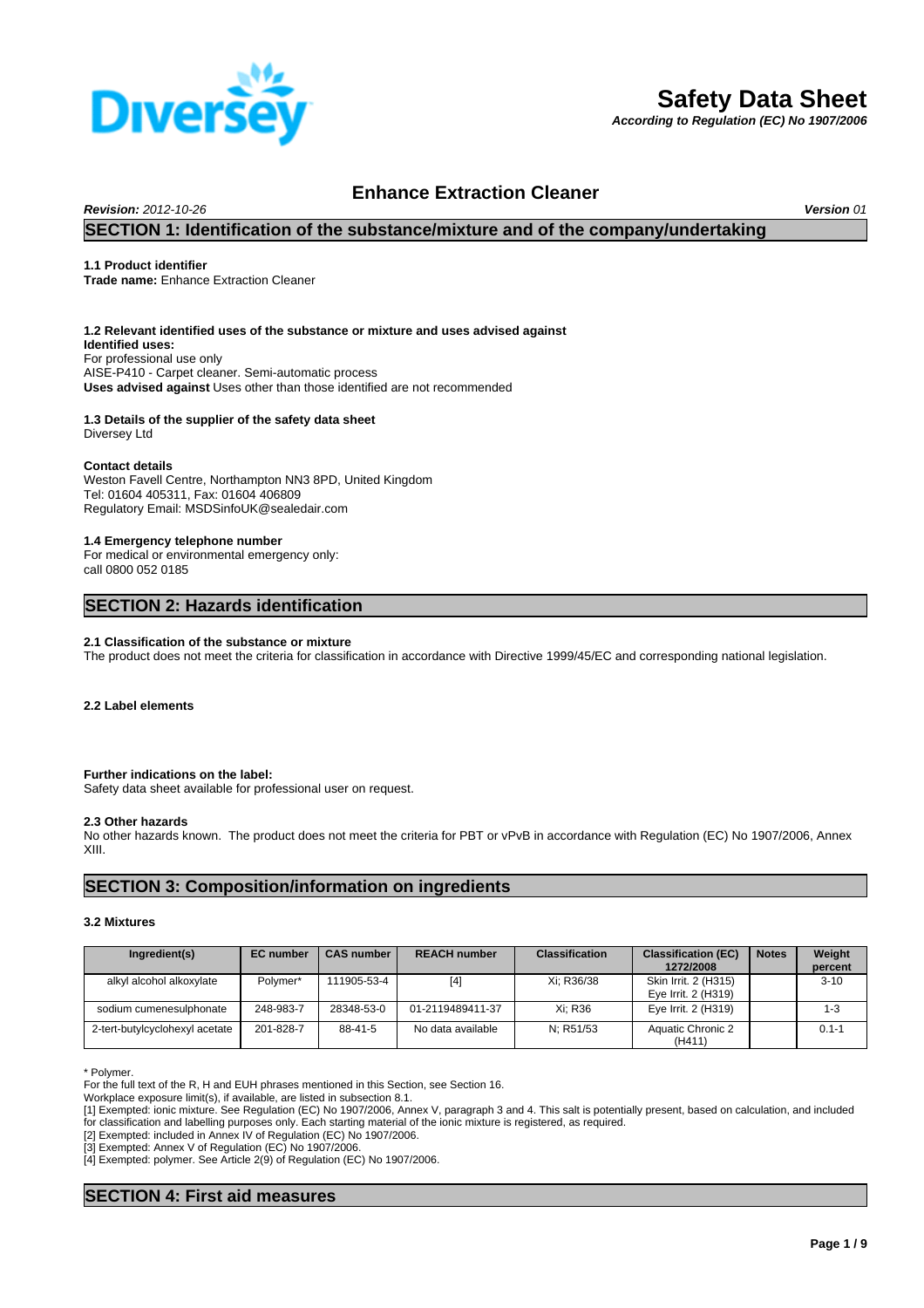# Safety Data Sheet

*According to Regulation (EC) No 1907/2006*

## Enhance Extraction Cleaner

***Revision:*** *2012-10-26* ***Version*** *01*

## SECTION 1: Identification of the substance/mixture and of the company/undertaking

**1.1 Product identifier**
**Trade name:** Enhance Extraction Cleaner

**1.2 Relevant identified uses of the substance or mixture and uses advised against**
**Identified uses:**
For professional use only
AISE-P410 - Carpet cleaner. Semi-automatic process
**Uses advised against** Uses other than those identified are not recommended

**1.3 Details of the supplier of the safety data sheet**
Diversey Ltd

**Contact details**
Weston Favell Centre, Northampton NN3 8PD, United Kingdom
Tel: 01604 405311, Fax: 01604 406809
Regulatory Email: MSDSinfoUK@sealedair.com

**1.4 Emergency telephone number**
For medical or environmental emergency only:
call 0800 052 0185

## SECTION 2: Hazards identification

**2.1 Classification of the substance or mixture**
The product does not meet the criteria for classification in accordance with Directive 1999/45/EC and corresponding national legislation.

**2.2 Label elements**

**Further indications on the label:**
Safety data sheet available for professional user on request.

**2.3 Other hazards**
No other hazards known. The product does not meet the criteria for PBT or vPvB in accordance with Regulation (EC) No 1907/2006, Annex XIII.

## SECTION 3: Composition/information on ingredients

**3.2 Mixtures**

| Ingredient(s) | EC number | CAS number | REACH number | Classification | Classification (EC) 1272/2008 | Notes | Weight percent |
|---|---|---|---|---|---|---|---|
| alkyl alcohol alkoxylate | Polymer* | 111905-53-4 | [4] | Xi; R36/38 | Skin Irrit. 2 (H315) Eye Irrit. 2 (H319) | | 3-10 |
| sodium cumenesulphonate | 248-983-7 | 28348-53-0 | 01-2119489411-37 | Xi; R36 | Eye Irrit. 2 (H319) | | 1-3 |
| 2-tert-butylcyclohexyl acetate | 201-828-7 | 88-41-5 | No data available | N; R51/53 | Aquatic Chronic 2 (H411) | | 0.1-1 |

\* Polymer.
For the full text of the R, H and EUH phrases mentioned in this Section, see Section 16.
Workplace exposure limit(s), if available, are listed in subsection 8.1.
[1] Exempted: ionic mixture. See Regulation (EC) No 1907/2006, Annex V, paragraph 3 and 4. This salt is potentially present, based on calculation, and included for classification and labelling purposes only. Each starting material of the ionic mixture is registered, as required.
[2] Exempted: included in Annex IV of Regulation (EC) No 1907/2006.
[3] Exempted: Annex V of Regulation (EC) No 1907/2006.
[4] Exempted: polymer. See Article 2(9) of Regulation (EC) No 1907/2006.

## SECTION 4: First aid measures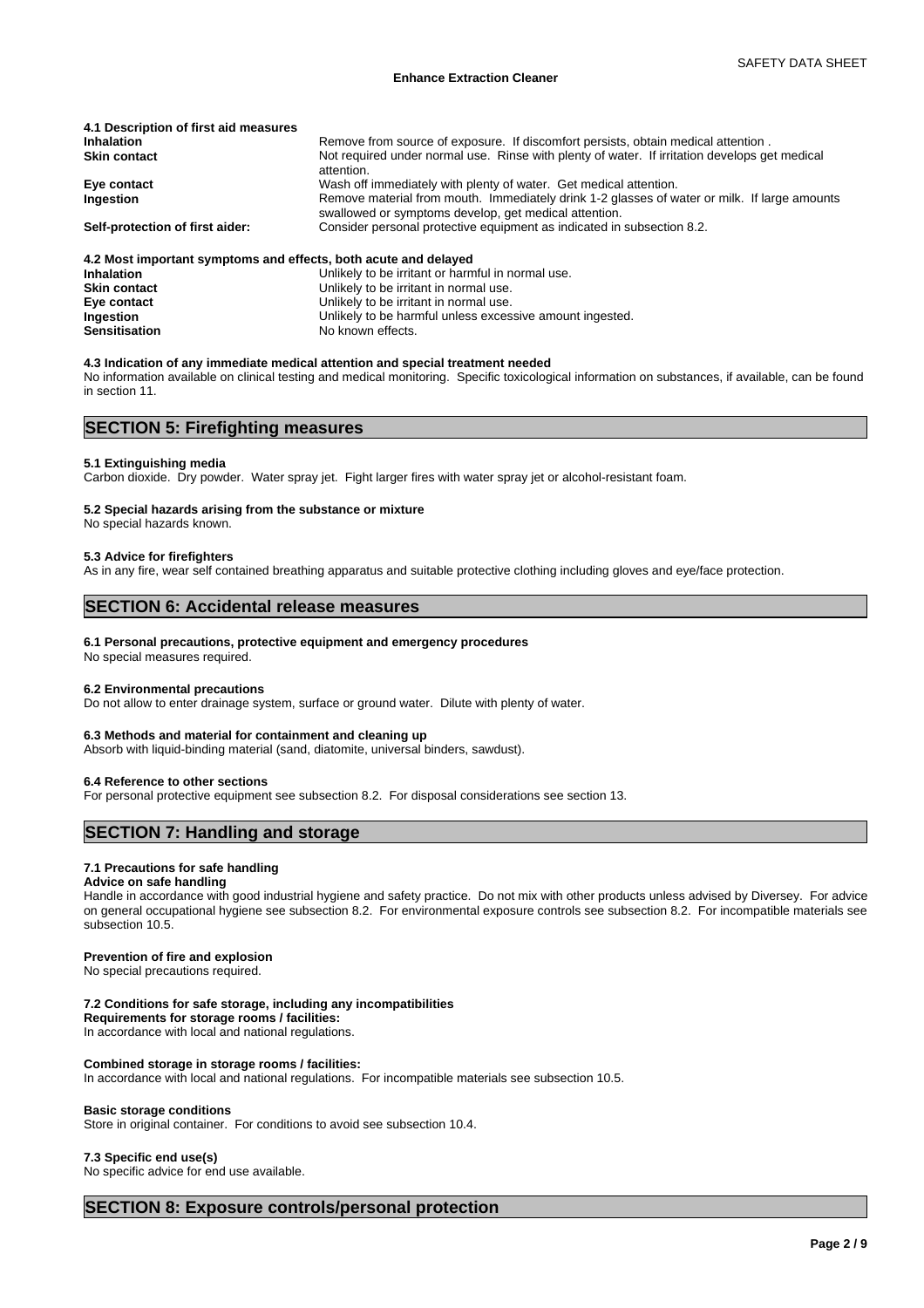#### 4.1 Description of first aid measures

| | |
|---|---|
| **Inhalation** | Remove from source of exposure. If discomfort persists, obtain medical attention . |
| **Skin contact** | Not required under normal use. Rinse with plenty of water. If irritation develops get medical attention. |
| **Eye contact** | Wash off immediately with plenty of water. Get medical attention. |
| **Ingestion** | Remove material from mouth. Immediately drink 1-2 glasses of water or milk. If large amounts swallowed or symptoms develop, get medical attention. |
| **Self-protection of first aider:** | Consider personal protective equipment as indicated in subsection 8.2. |

#### 4.2 Most important symptoms and effects, both acute and delayed

| | |
|---|---|
| **Inhalation** | Unlikely to be irritant or harmful in normal use. |
| **Skin contact** | Unlikely to be irritant in normal use. |
| **Eye contact** | Unlikely to be irritant in normal use. |
| **Ingestion** | Unlikely to be harmful unless excessive amount ingested. |
| **Sensitisation** | No known effects. |

#### 4.3 Indication of any immediate medical attention and special treatment needed

No information available on clinical testing and medical monitoring. Specific toxicological information on substances, if available, can be found in section 11.

## SECTION 5: Firefighting measures

#### 5.1 Extinguishing media

Carbon dioxide. Dry powder. Water spray jet. Fight larger fires with water spray jet or alcohol-resistant foam.

#### 5.2 Special hazards arising from the substance or mixture

No special hazards known.

#### 5.3 Advice for firefighters

As in any fire, wear self contained breathing apparatus and suitable protective clothing including gloves and eye/face protection.

## SECTION 6: Accidental release measures

#### 6.1 Personal precautions, protective equipment and emergency procedures

No special measures required.

#### 6.2 Environmental precautions

Do not allow to enter drainage system, surface or ground water. Dilute with plenty of water.

#### 6.3 Methods and material for containment and cleaning up

Absorb with liquid-binding material (sand, diatomite, universal binders, sawdust).

#### 6.4 Reference to other sections

For personal protective equipment see subsection 8.2. For disposal considerations see section 13.

## SECTION 7: Handling and storage

#### 7.1 Precautions for safe handling

**Advice on safe handling**

Handle in accordance with good industrial hygiene and safety practice. Do not mix with other products unless advised by Diversey. For advice on general occupational hygiene see subsection 8.2. For environmental exposure controls see subsection 8.2. For incompatible materials see subsection 10.5.

**Prevention of fire and explosion**

No special precautions required.

#### 7.2 Conditions for safe storage, including any incompatibilities

**Requirements for storage rooms / facilities:**

In accordance with local and national regulations.

**Combined storage in storage rooms / facilities:**

In accordance with local and national regulations. For incompatible materials see subsection 10.5.

**Basic storage conditions**

Store in original container. For conditions to avoid see subsection 10.4.

#### 7.3 Specific end use(s)

No specific advice for end use available.

## SECTION 8: Exposure controls/personal protection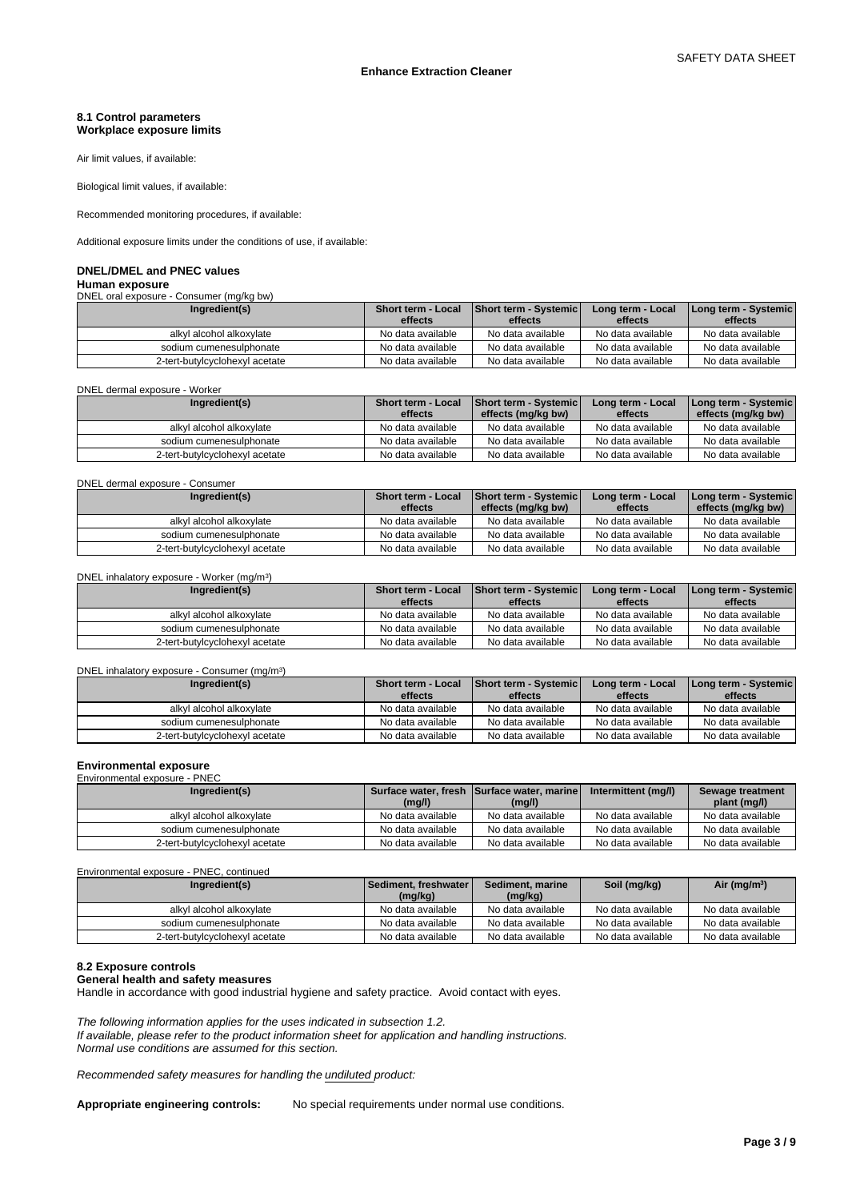### 8.1 Control parameters
**Workplace exposure limits**

Air limit values, if available:

Biological limit values, if available:

Recommended monitoring procedures, if available:

Additional exposure limits under the conditions of use, if available:

### DNEL/DMEL and PNEC values
**Human exposure**

DNEL oral exposure - Consumer (mg/kg bw)

| Ingredient(s) | Short term - Local effects | Short term - Systemic effects | Long term - Local effects | Long term - Systemic effects |
|---|---|---|---|---|
| alkyl alcohol alkoxylate | No data available | No data available | No data available | No data available |
| sodium cumenesulphonate | No data available | No data available | No data available | No data available |
| 2-tert-butylcyclohexyl acetate | No data available | No data available | No data available | No data available |

DNEL dermal exposure - Worker

| Ingredient(s) | Short term - Local effects | Short term - Systemic effects (mg/kg bw) | Long term - Local effects | Long term - Systemic effects (mg/kg bw) |
|---|---|---|---|---|
| alkyl alcohol alkoxylate | No data available | No data available | No data available | No data available |
| sodium cumenesulphonate | No data available | No data available | No data available | No data available |
| 2-tert-butylcyclohexyl acetate | No data available | No data available | No data available | No data available |

DNEL dermal exposure - Consumer

| Ingredient(s) | Short term - Local effects | Short term - Systemic effects (mg/kg bw) | Long term - Local effects | Long term - Systemic effects (mg/kg bw) |
|---|---|---|---|---|
| alkyl alcohol alkoxylate | No data available | No data available | No data available | No data available |
| sodium cumenesulphonate | No data available | No data available | No data available | No data available |
| 2-tert-butylcyclohexyl acetate | No data available | No data available | No data available | No data available |

DNEL inhalatory exposure - Worker (mg/m³)

| Ingredient(s) | Short term - Local effects | Short term - Systemic effects | Long term - Local effects | Long term - Systemic effects |
|---|---|---|---|---|
| alkyl alcohol alkoxylate | No data available | No data available | No data available | No data available |
| sodium cumenesulphonate | No data available | No data available | No data available | No data available |
| 2-tert-butylcyclohexyl acetate | No data available | No data available | No data available | No data available |

DNEL inhalatory exposure - Consumer (mg/m³)

| Ingredient(s) | Short term - Local effects | Short term - Systemic effects | Long term - Local effects | Long term - Systemic effects |
|---|---|---|---|---|
| alkyl alcohol alkoxylate | No data available | No data available | No data available | No data available |
| sodium cumenesulphonate | No data available | No data available | No data available | No data available |
| 2-tert-butylcyclohexyl acetate | No data available | No data available | No data available | No data available |

**Environmental exposure**

Environmental exposure - PNEC

| Ingredient(s) | Surface water, fresh (mg/l) | Surface water, marine (mg/l) | Intermittent (mg/l) | Sewage treatment plant (mg/l) |
|---|---|---|---|---|
| alkyl alcohol alkoxylate | No data available | No data available | No data available | No data available |
| sodium cumenesulphonate | No data available | No data available | No data available | No data available |
| 2-tert-butylcyclohexyl acetate | No data available | No data available | No data available | No data available |

Environmental exposure - PNEC, continued

| Ingredient(s) | Sediment, freshwater (mg/kg) | Sediment, marine (mg/kg) | Soil (mg/kg) | Air (mg/m³) |
|---|---|---|---|---|
| alkyl alcohol alkoxylate | No data available | No data available | No data available | No data available |
| sodium cumenesulphonate | No data available | No data available | No data available | No data available |
| 2-tert-butylcyclohexyl acetate | No data available | No data available | No data available | No data available |

### 8.2 Exposure controls
**General health and safety measures**

Handle in accordance with good industrial hygiene and safety practice. Avoid contact with eyes.

*The following information applies for the uses indicated in subsection 1.2.*
*If available, please refer to the product information sheet for application and handling instructions.*
*Normal use conditions are assumed for this section.*

*Recommended safety measures for handling the undiluted product:*

**Appropriate engineering controls:** No special requirements under normal use conditions.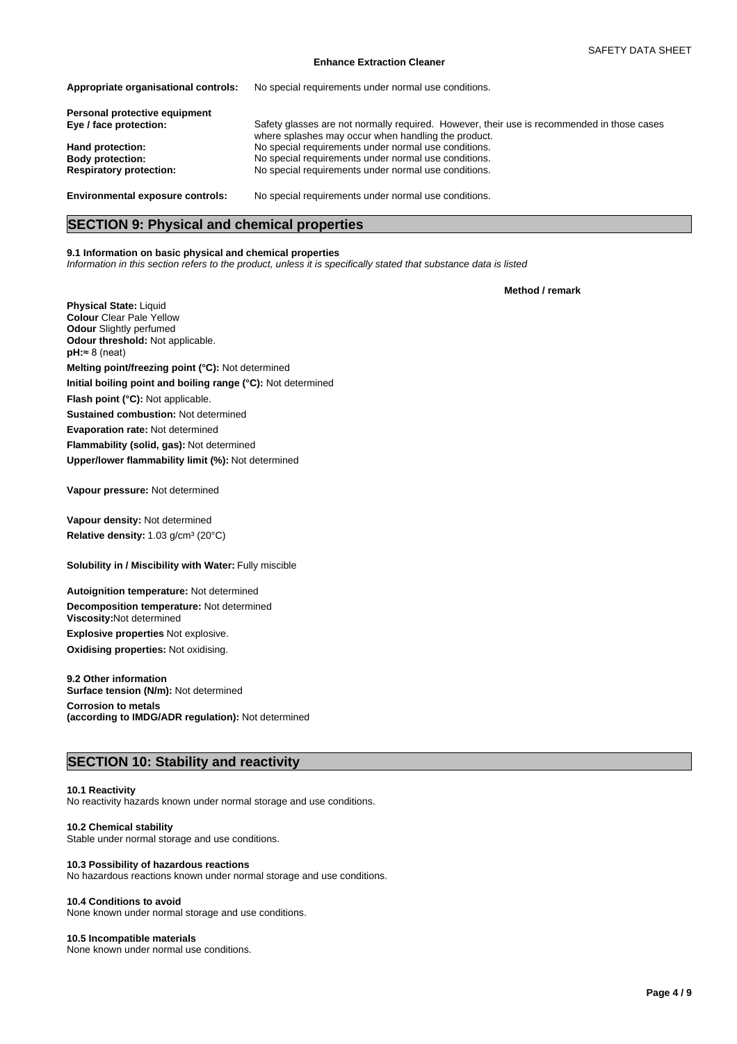**Appropriate organisational controls:** No special requirements under normal use conditions.

**Personal protective equipment**

**Eye / face protection:** Safety glasses are not normally required. However, their use is recommended in those cases where splashes may occur when handling the product.

**Hand protection:** No special requirements under normal use conditions.

**Body protection:** No special requirements under normal use conditions.

**Respiratory protection:** No special requirements under normal use conditions.

**Environmental exposure controls:** No special requirements under normal use conditions.

## SECTION 9: Physical and chemical properties

**9.1 Information on basic physical and chemical properties**

*Information in this section refers to the product, unless it is specifically stated that substance data is listed*

**Method / remark**

**Physical State:** Liquid
**Colour** Clear Pale Yellow
**Odour** Slightly perfumed
**Odour threshold:** Not applicable.
**pH:**≈ 8 (neat)

**Melting point/freezing point (°C):** Not determined

**Initial boiling point and boiling range (°C):** Not determined

**Flash point (°C):** Not applicable.

**Sustained combustion:** Not determined

**Evaporation rate:** Not determined

**Flammability (solid, gas):** Not determined

**Upper/lower flammability limit (%):** Not determined

**Vapour pressure:** Not determined

**Vapour density:** Not determined

**Relative density:** 1.03 g/cm³ (20°C)

**Solubility in / Miscibility with Water:** Fully miscible

**Autoignition temperature:** Not determined

**Decomposition temperature:** Not determined
**Viscosity:**Not determined

**Explosive properties** Not explosive.

**Oxidising properties:** Not oxidising.

**9.2 Other information**
**Surface tension (N/m):** Not determined

**Corrosion to metals**
**(according to IMDG/ADR regulation):** Not determined

## SECTION 10: Stability and reactivity

**10.1 Reactivity**
No reactivity hazards known under normal storage and use conditions.

**10.2 Chemical stability**
Stable under normal storage and use conditions.

**10.3 Possibility of hazardous reactions**
No hazardous reactions known under normal storage and use conditions.

**10.4 Conditions to avoid**
None known under normal storage and use conditions.

**10.5 Incompatible materials**
None known under normal use conditions.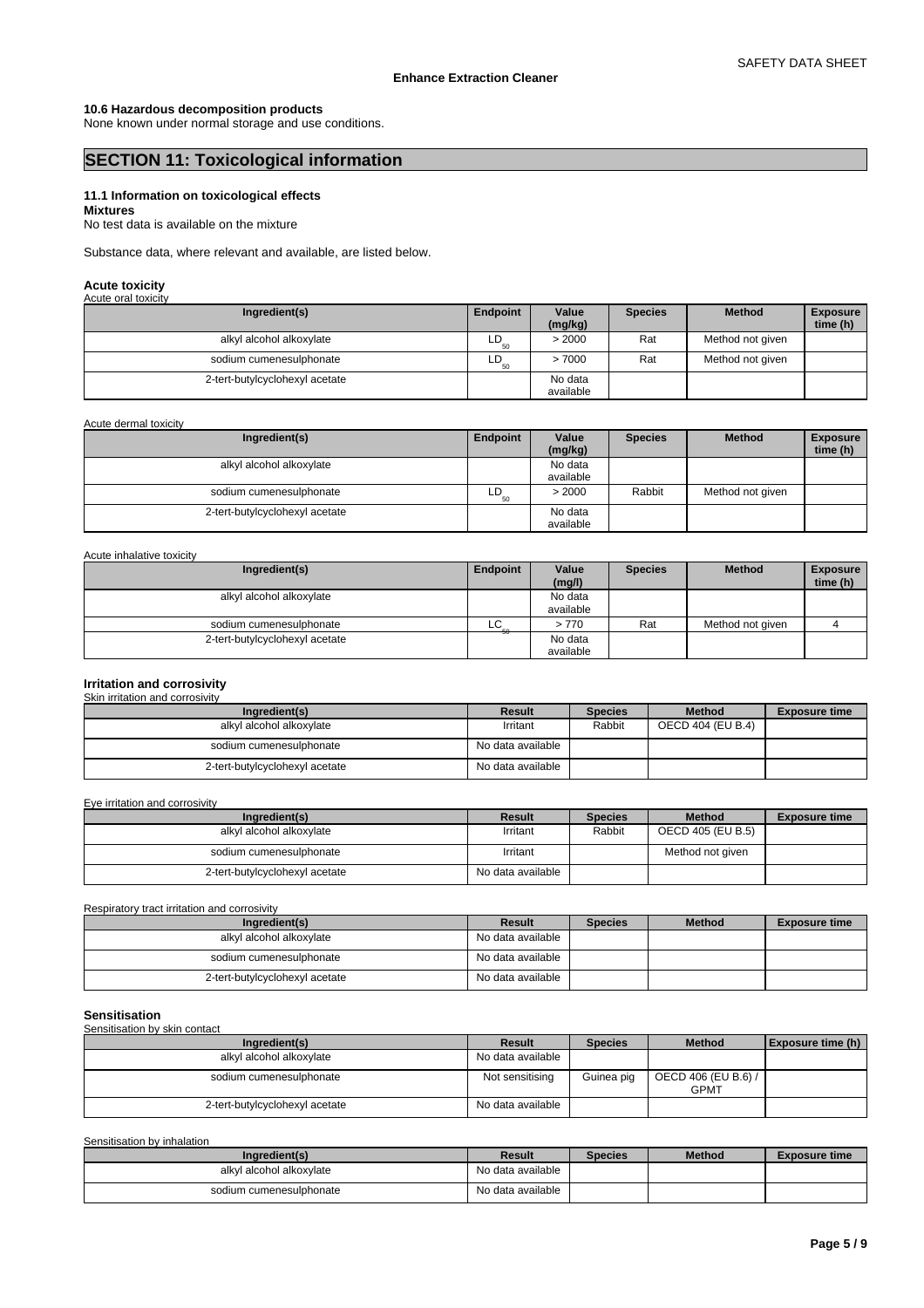#### 10.6 Hazardous decomposition products

None known under normal storage and use conditions.

## SECTION 11: Toxicological information

### 11.1 Information on toxicological effects

**Mixtures**

No test data is available on the mixture

Substance data, where relevant and available, are listed below.

#### Acute toxicity

Acute oral toxicity

| Ingredient(s) | Endpoint | Value (mg/kg) | Species | Method | Exposure time (h) |
|---|---|---|---|---|---|
| alkyl alcohol alkoxylate | $LD_{50}$ | > 2000 | Rat | Method not given | |
| sodium cumenesulphonate | $LD_{50}$ | > 7000 | Rat | Method not given | |
| 2-tert-butylcyclohexyl acetate | | No data available | | | |

Acute dermal toxicity

| Ingredient(s) | Endpoint | Value (mg/kg) | Species | Method | Exposure time (h) |
|---|---|---|---|---|---|
| alkyl alcohol alkoxylate | | No data available | | | |
| sodium cumenesulphonate | $LD_{50}$ | > 2000 | Rabbit | Method not given | |
| 2-tert-butylcyclohexyl acetate | | No data available | | | |

Acute inhalative toxicity

| Ingredient(s) | Endpoint | Value (mg/l) | Species | Method | Exposure time (h) |
|---|---|---|---|---|---|
| alkyl alcohol alkoxylate | | No data available | | | |
| sodium cumenesulphonate | $LC_{50}$ | > 770 | Rat | Method not given | 4 |
| 2-tert-butylcyclohexyl acetate | | No data available | | | |

#### Irritation and corrosivity

Skin irritation and corrosivity

| Ingredient(s) | Result | Species | Method | Exposure time |
|---|---|---|---|---|
| alkyl alcohol alkoxylate | Irritant | Rabbit | OECD 404 (EU B.4) | |
| sodium cumenesulphonate | No data available | | | |
| 2-tert-butylcyclohexyl acetate | No data available | | | |

Eye irritation and corrosivity

| Ingredient(s) | Result | Species | Method | Exposure time |
|---|---|---|---|---|
| alkyl alcohol alkoxylate | Irritant | Rabbit | OECD 405 (EU B.5) | |
| sodium cumenesulphonate | Irritant | | Method not given | |
| 2-tert-butylcyclohexyl acetate | No data available | | | |

Respiratory tract irritation and corrosivity

| Ingredient(s) | Result | Species | Method | Exposure time |
|---|---|---|---|---|
| alkyl alcohol alkoxylate | No data available | | | |
| sodium cumenesulphonate | No data available | | | |
| 2-tert-butylcyclohexyl acetate | No data available | | | |

#### Sensitisation

Sensitisation by skin contact

| Ingredient(s) | Result | Species | Method | Exposure time (h) |
|---|---|---|---|---|
| alkyl alcohol alkoxylate | No data available | | | |
| sodium cumenesulphonate | Not sensitising | Guinea pig | OECD 406 (EU B.6) / GPMT | |
| 2-tert-butylcyclohexyl acetate | No data available | | | |

Sensitisation by inhalation

| Ingredient(s) | Result | Species | Method | Exposure time |
|---|---|---|---|---|
| alkyl alcohol alkoxylate | No data available | | | |
| sodium cumenesulphonate | No data available | | | |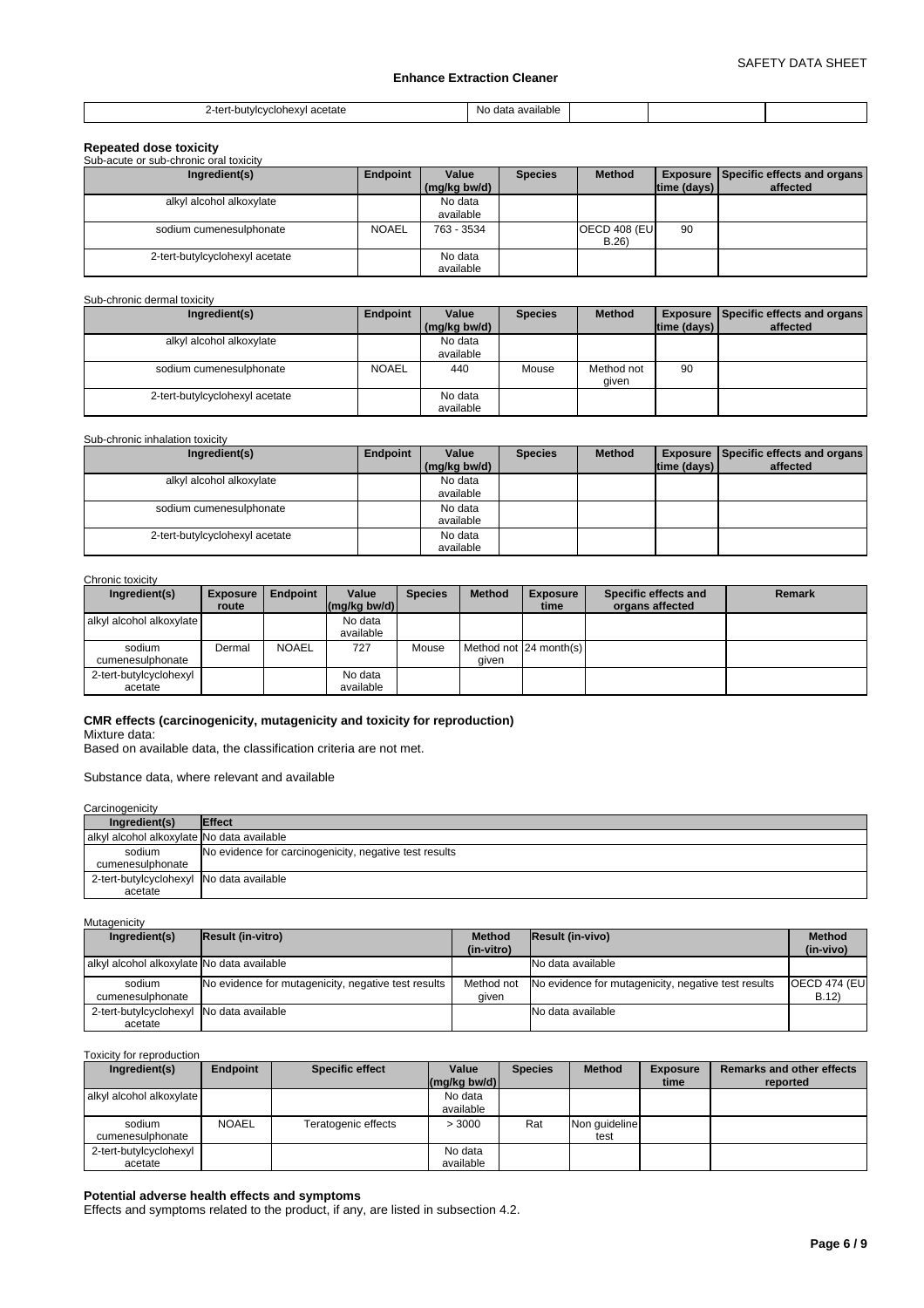| 2-tert-butylcyclohexyl acetate | No data available | | | |
|---|---|---|---|---|

### Repeated dose toxicity

Sub-acute or sub-chronic oral toxicity

| Ingredient(s) | Endpoint | Value (mg/kg bw/d) | Species | Method | Exposure time (days) | Specific effects and organs affected |
|---|---|---|---|---|---|---|
| alkyl alcohol alkoxylate | | No data available | | | | |
| sodium cumenesulphonate | NOAEL | 763 - 3534 | | OECD 408 (EU B.26) | 90 | |
| 2-tert-butylcyclohexyl acetate | | No data available | | | | |

Sub-chronic dermal toxicity

| Ingredient(s) | Endpoint | Value (mg/kg bw/d) | Species | Method | Exposure time (days) | Specific effects and organs affected |
|---|---|---|---|---|---|---|
| alkyl alcohol alkoxylate | | No data available | | | | |
| sodium cumenesulphonate | NOAEL | 440 | Mouse | Method not given | 90 | |
| 2-tert-butylcyclohexyl acetate | | No data available | | | | |

Sub-chronic inhalation toxicity

| Ingredient(s) | Endpoint | Value (mg/kg bw/d) | Species | Method | Exposure time (days) | Specific effects and organs affected |
|---|---|---|---|---|---|---|
| alkyl alcohol alkoxylate | | No data available | | | | |
| sodium cumenesulphonate | | No data available | | | | |
| 2-tert-butylcyclohexyl acetate | | No data available | | | | |

Chronic toxicity

| Ingredient(s) | Exposure route | Endpoint | Value (mg/kg bw/d) | Species | Method | Exposure time | Specific effects and organs affected | Remark |
|---|---|---|---|---|---|---|---|---|
| alkyl alcohol alkoxylate | | | No data available | | | | | |
| sodium cumenesulphonate | Dermal | NOAEL | 727 | Mouse | Method not given | 24 month(s) | | |
| 2-tert-butylcyclohexyl acetate | | | No data available | | | | | |

**CMR effects (carcinogenicity, mutagenicity and toxicity for reproduction)**

Mixture data:

Based on available data, the classification criteria are not met.

Substance data, where relevant and available

Carcinogenicity

| Ingredient(s) | Effect |
|---|---|
| alkyl alcohol alkoxylate | No data available |
| sodium cumenesulphonate | No evidence for carcinogenicity, negative test results |
| 2-tert-butylcyclohexyl acetate | No data available |

Mutagenicity

| Ingredient(s) | Result (in-vitro) | Method (in-vitro) | Result (in-vivo) | Method (in-vivo) |
|---|---|---|---|---|
| alkyl alcohol alkoxylate | No data available | | No data available | |
| sodium cumenesulphonate | No evidence for mutagenicity, negative test results | Method not given | No evidence for mutagenicity, negative test results | OECD 474 (EU B.12) |
| 2-tert-butylcyclohexyl acetate | No data available | | No data available | |

Toxicity for reproduction

| Ingredient(s) | Endpoint | Specific effect | Value (mg/kg bw/d) | Species | Method | Exposure time | Remarks and other effects reported |
|---|---|---|---|---|---|---|---|
| alkyl alcohol alkoxylate | | | No data available | | | | |
| sodium cumenesulphonate | NOAEL | Teratogenic effects | > 3000 | Rat | Non guideline test | | |
| 2-tert-butylcyclohexyl acetate | | | No data available | | | | |

**Potential adverse health effects and symptoms**

Effects and symptoms related to the product, if any, are listed in subsection 4.2.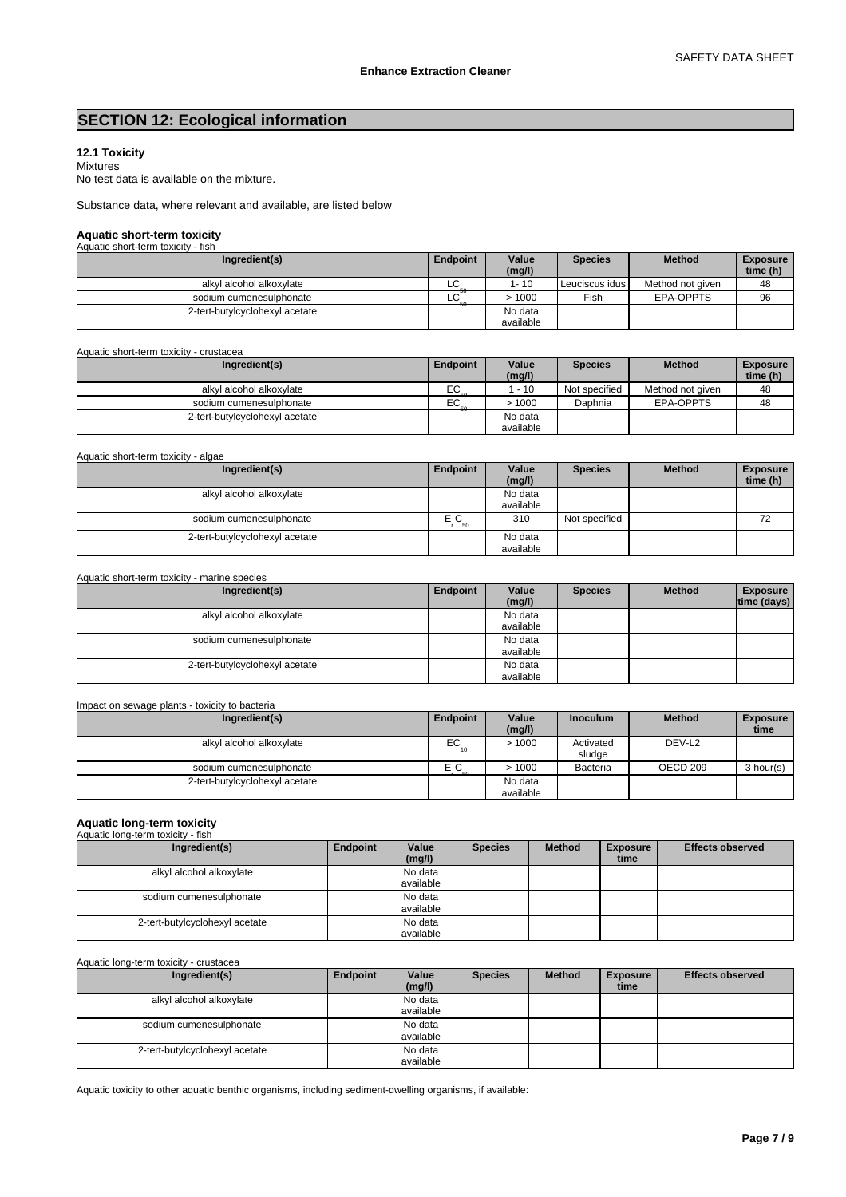# SECTION 12: Ecological information

### 12.1 Toxicity

Mixtures
No test data is available on the mixture.

Substance data, where relevant and available, are listed below

#### Aquatic short-term toxicity

Aquatic short-term toxicity - fish

| Ingredient(s) | Endpoint | Value (mg/l) | Species | Method | Exposure time (h) |
|---|---|---|---|---|---|
| alkyl alcohol alkoxylate | $LC_{50}$ | 1- 10 | Leuciscus idus | Method not given | 48 |
| sodium cumenesulphonate | $LC_{50}$ | > 1000 | Fish | EPA-OPPTS | 96 |
| 2-tert-butylcyclohexyl acetate | | No data available | | | |

Aquatic short-term toxicity - crustacea

| Ingredient(s) | Endpoint | Value (mg/l) | Species | Method | Exposure time (h) |
|---|---|---|---|---|---|
| alkyl alcohol alkoxylate | $EC_{50}$ | 1 - 10 | Not specified | Method not given | 48 |
| sodium cumenesulphonate | $EC_{50}$ | > 1000 | Daphnia | EPA-OPPTS | 48 |
| 2-tert-butylcyclohexyl acetate | | No data available | | | |

Aquatic short-term toxicity - algae

| Ingredient(s) | Endpoint | Value (mg/l) | Species | Method | Exposure time (h) |
|---|---|---|---|---|---|
| alkyl alcohol alkoxylate | | No data available | | | |
| sodium cumenesulphonate | $E_rC_{50}$ | 310 | Not specified | | 72 |
| 2-tert-butylcyclohexyl acetate | | No data available | | | |

Aquatic short-term toxicity - marine species

| Ingredient(s) | Endpoint | Value (mg/l) | Species | Method | Exposure time (days) |
|---|---|---|---|---|---|
| alkyl alcohol alkoxylate | | No data available | | | |
| sodium cumenesulphonate | | No data available | | | |
| 2-tert-butylcyclohexyl acetate | | No data available | | | |

Impact on sewage plants - toxicity to bacteria

| Ingredient(s) | Endpoint | Value (mg/l) | Inoculum | Method | Exposure time |
|---|---|---|---|---|---|
| alkyl alcohol alkoxylate | $EC_{10}$ | > 1000 | Activated sludge | DEV-L2 | |
| sodium cumenesulphonate | $E_rC_{50}$ | > 1000 | Bacteria | OECD 209 | 3 hour(s) |
| 2-tert-butylcyclohexyl acetate | | No data available | | | |

#### Aquatic long-term toxicity

Aquatic long-term toxicity - fish

| Ingredient(s) | Endpoint | Value (mg/l) | Species | Method | Exposure time | Effects observed |
|---|---|---|---|---|---|---|
| alkyl alcohol alkoxylate | | No data available | | | | |
| sodium cumenesulphonate | | No data available | | | | |
| 2-tert-butylcyclohexyl acetate | | No data available | | | | |

Aquatic long-term toxicity - crustacea

| Ingredient(s) | Endpoint | Value (mg/l) | Species | Method | Exposure time | Effects observed |
|---|---|---|---|---|---|---|
| alkyl alcohol alkoxylate | | No data available | | | | |
| sodium cumenesulphonate | | No data available | | | | |
| 2-tert-butylcyclohexyl acetate | | No data available | | | | |

Aquatic toxicity to other aquatic benthic organisms, including sediment-dwelling organisms, if available: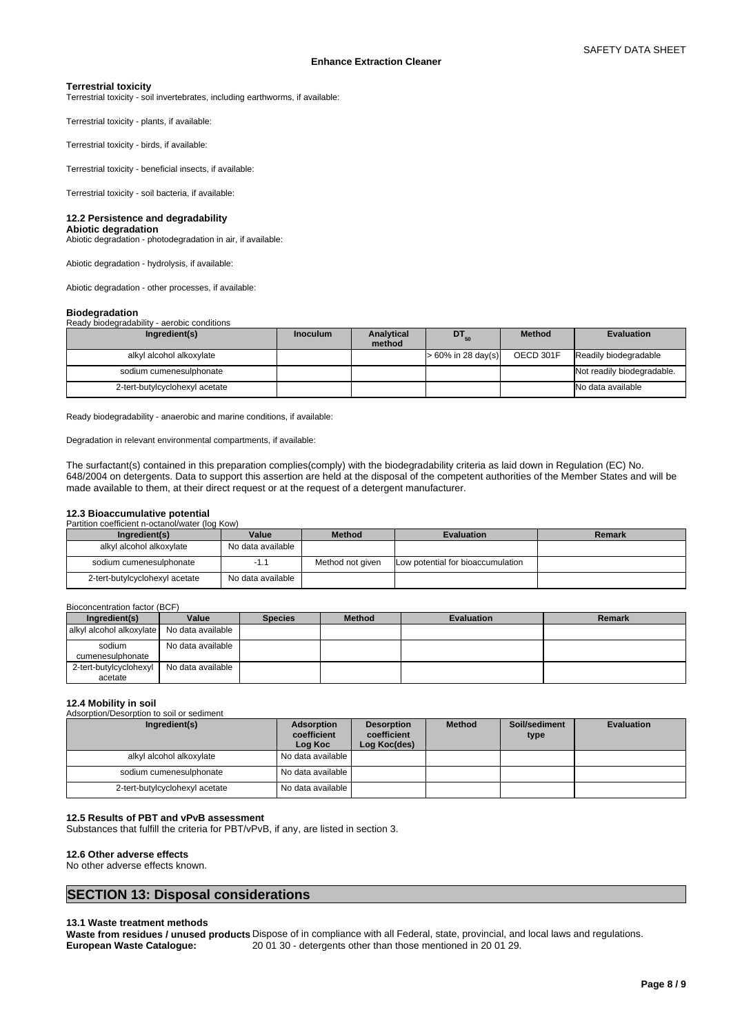**Terrestrial toxicity**

Terrestrial toxicity - soil invertebrates, including earthworms, if available:

Terrestrial toxicity - plants, if available:

Terrestrial toxicity - birds, if available:

Terrestrial toxicity - beneficial insects, if available:

Terrestrial toxicity - soil bacteria, if available:

### 12.2 Persistence and degradability

**Abiotic degradation**

Abiotic degradation - photodegradation in air, if available:

Abiotic degradation - hydrolysis, if available:

Abiotic degradation - other processes, if available:

**Biodegradation**

Ready biodegradability - aerobic conditions

| Ingredient(s) | Inoculum | Analytical method | $DT_{50}$ | Method | Evaluation |
| --- | --- | --- | --- | --- | --- |
| alkyl alcohol alkoxylate | | | > 60% in 28 day(s) | OECD 301F | Readily biodegradable |
| sodium cumenesulphonate | | | | | Not readily biodegradable. |
| 2-tert-butylcyclohexyl acetate | | | | | No data available |

Ready biodegradability - anaerobic and marine conditions, if available:

Degradation in relevant environmental compartments, if available:

The surfactant(s) contained in this preparation complies(comply) with the biodegradability criteria as laid down in Regulation (EC) No. 648/2004 on detergents. Data to support this assertion are held at the disposal of the competent authorities of the Member States and will be made available to them, at their direct request or at the request of a detergent manufacturer.

### 12.3 Bioaccumulative potential

Partition coefficient n-octanol/water (log Kow)

| Ingredient(s) | Value | Method | Evaluation | Remark |
| --- | --- | --- | --- | --- |
| alkyl alcohol alkoxylate | No data available | | | |
| sodium cumenesulphonate | -1.1 | Method not given | Low potential for bioaccumulation | |
| 2-tert-butylcyclohexyl acetate | No data available | | | |

Bioconcentration factor (BCF)

| Ingredient(s) | Value | Species | Method | Evaluation | Remark |
| --- | --- | --- | --- | --- | --- |
| alkyl alcohol alkoxylate | No data available | | | | |
| sodium cumenesulphonate | No data available | | | | |
| 2-tert-butylcyclohexyl acetate | No data available | | | | |

### 12.4 Mobility in soil

Adsorption/Desorption to soil or sediment

| Ingredient(s) | Adsorption coefficient Log Koc | Desorption coefficient Log Koc(des) | Method | Soil/sediment type | Evaluation |
| --- | --- | --- | --- | --- | --- |
| alkyl alcohol alkoxylate | No data available | | | | |
| sodium cumenesulphonate | No data available | | | | |
| 2-tert-butylcyclohexyl acetate | No data available | | | | |

### 12.5 Results of PBT and vPvB assessment

Substances that fulfill the criteria for PBT/vPvB, if any, are listed in section 3.

### 12.6 Other adverse effects

No other adverse effects known.

## SECTION 13: Disposal considerations

### 13.1 Waste treatment methods

**Waste from residues / unused products** Dispose of in compliance with all Federal, state, provincial, and local laws and regulations.

**European Waste Catalogue:** 20 01 30 - detergents other than those mentioned in 20 01 29.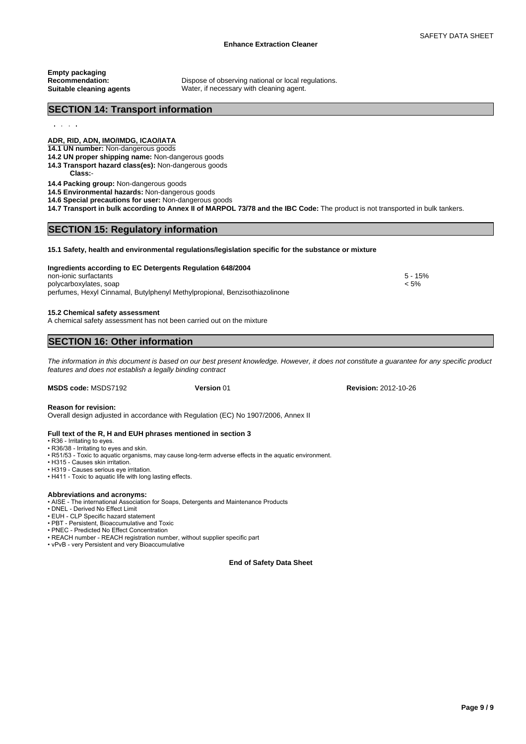**Empty packaging**

**Recommendation:** Dispose of observing national or local regulations.

**Suitable cleaning agents** Water, if necessary with cleaning agent.

## SECTION 14: Transport information

**ADR, RID, ADN, IMO/IMDG, ICAO/IATA**

**14.1 UN number:** Non-dangerous goods

**14.2 UN proper shipping name:** Non-dangerous goods

**14.3 Transport hazard class(es):** Non-dangerous goods

**Class:**-

**14.4 Packing group:** Non-dangerous goods

**14.5 Environmental hazards:** Non-dangerous goods

**14.6 Special precautions for user:** Non-dangerous goods

**14.7 Transport in bulk according to Annex II of MARPOL 73/78 and the IBC Code:** The product is not transported in bulk tankers.

## SECTION 15: Regulatory information

**15.1 Safety, health and environmental regulations/legislation specific for the substance or mixture**

**Ingredients according to EC Detergents Regulation 648/2004**

| | |
|---|---|
| non-ionic surfactants | 5 - 15% |
| polycarboxylates, soap | < 5% |
| perfumes, Hexyl Cinnamal, Butylphenyl Methylpropional, Benzisothiazolinone | |

**15.2 Chemical safety assessment**

A chemical safety assessment has not been carried out on the mixture

## SECTION 16: Other information

*The information in this document is based on our best present knowledge. However, it does not constitute a guarantee for any specific product features and does not establish a legally binding contract*

**MSDS code:** MSDS7192 **Version** 01 **Revision:** 2012-10-26

**Reason for revision:**

Overall design adjusted in accordance with Regulation (EC) No 1907/2006, Annex II

**Full text of the R, H and EUH phrases mentioned in section 3**

- R36 - Irritating to eyes.
- R36/38 - Irritating to eyes and skin.
- R51/53 - Toxic to aquatic organisms, may cause long-term adverse effects in the aquatic environment.
- H315 - Causes skin irritation.
- H319 - Causes serious eye irritation.
- H411 - Toxic to aquatic life with long lasting effects.

**Abbreviations and acronyms:**

- AISE - The international Association for Soaps, Detergents and Maintenance Products
- DNEL - Derived No Effect Limit
- EUH - CLP Specific hazard statement
- PBT - Persistent, Bioaccumulative and Toxic
- PNEC - Predicted No Effect Concentration
- REACH number - REACH registration number, without supplier specific part
- vPvB - very Persistent and very Bioaccumulative

**End of Safety Data Sheet**